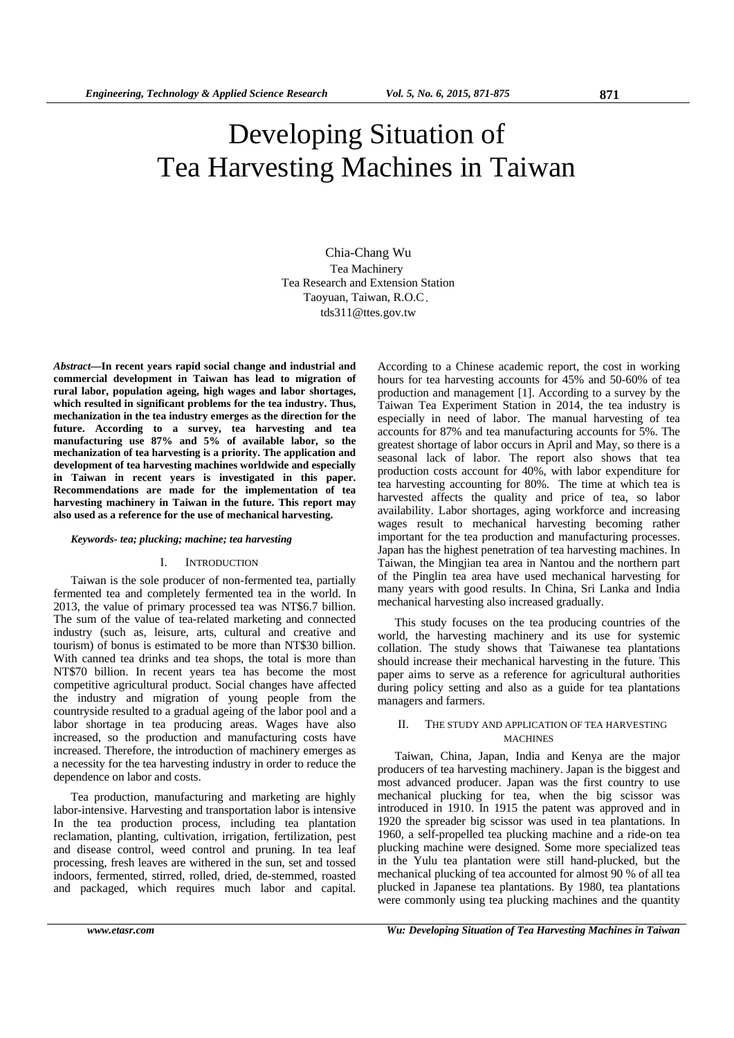# Developing Situation of Tea Harvesting Machines in Taiwan

Chia-Chang Wu
Tea Machinery
Tea Research and Extension Station
Taoyuan, Taiwan, R.O.C.
tds311@ttes.gov.tw

***Abstract*—In recent years rapid social change and industrial and commercial development in Taiwan has lead to migration of rural labor, population ageing, high wages and labor shortages, which resulted in significant problems for the tea industry. Thus, mechanization in the tea industry emerges as the direction for the future. According to a survey, tea harvesting and tea manufacturing use 87% and 5% of available labor, so the mechanization of tea harvesting is a priority. The application and development of tea harvesting machines worldwide and especially in Taiwan in recent years is investigated in this paper. Recommendations are made for the implementation of tea harvesting machinery in Taiwan in the future. This report may also used as a reference for the use of mechanical harvesting.**

***Keywords- tea; plucking; machine; tea harvesting***

## I. Introduction

Taiwan is the sole producer of non-fermented tea, partially fermented tea and completely fermented tea in the world. In 2013, the value of primary processed tea was NT$6.7 billion. The sum of the value of tea-related marketing and connected industry (such as, leisure, arts, cultural and creative and tourism) of bonus is estimated to be more than NT$30 billion. With canned tea drinks and tea shops, the total is more than NT$70 billion. In recent years tea has become the most competitive agricultural product. Social changes have affected the industry and migration of young people from the countryside resulted to a gradual ageing of the labor pool and a labor shortage in tea producing areas. Wages have also increased, so the production and manufacturing costs have increased. Therefore, the introduction of machinery emerges as a necessity for the tea harvesting industry in order to reduce the dependence on labor and costs.

Tea production, manufacturing and marketing are highly labor-intensive. Harvesting and transportation labor is intensive In the tea production process, including tea plantation reclamation, planting, cultivation, irrigation, fertilization, pest and disease control, weed control and pruning. In tea leaf processing, fresh leaves are withered in the sun, set and tossed indoors, fermented, stirred, rolled, dried, de-stemmed, roasted and packaged, which requires much labor and capital. According to a Chinese academic report, the cost in working hours for tea harvesting accounts for 45% and 50-60% of tea production and management [1]. According to a survey by the Taiwan Tea Experiment Station in 2014, the tea industry is especially in need of labor. The manual harvesting of tea accounts for 87% and tea manufacturing accounts for 5%. The greatest shortage of labor occurs in April and May, so there is a seasonal lack of labor. The report also shows that tea production costs account for 40%, with labor expenditure for tea harvesting accounting for 80%. The time at which tea is harvested affects the quality and price of tea, so labor availability. Labor shortages, aging workforce and increasing wages result to mechanical harvesting becoming rather important for the tea production and manufacturing processes. Japan has the highest penetration of tea harvesting machines. In Taiwan, the Mingjian tea area in Nantou and the northern part of the Pinglin tea area have used mechanical harvesting for many years with good results. In China, Sri Lanka and India mechanical harvesting also increased gradually.

This study focuses on the tea producing countries of the world, the harvesting machinery and its use for systemic collation. The study shows that Taiwanese tea plantations should increase their mechanical harvesting in the future. This paper aims to serve as a reference for agricultural authorities during policy setting and also as a guide for tea plantations managers and farmers.

## II. The Study and Application of Tea Harvesting Machines

Taiwan, China, Japan, India and Kenya are the major producers of tea harvesting machinery. Japan is the biggest and most advanced producer. Japan was the first country to use mechanical plucking for tea, when the big scissor was introduced in 1910. In 1915 the patent was approved and in 1920 the spreader big scissor was used in tea plantations. In 1960, a self-propelled tea plucking machine and a ride-on tea plucking machine were designed. Some more specialized teas in the Yulu tea plantation were still hand-plucked, but the mechanical plucking of tea accounted for almost 90 % of all tea plucked in Japanese tea plantations. By 1980, tea plantations were commonly using tea plucking machines and the quantity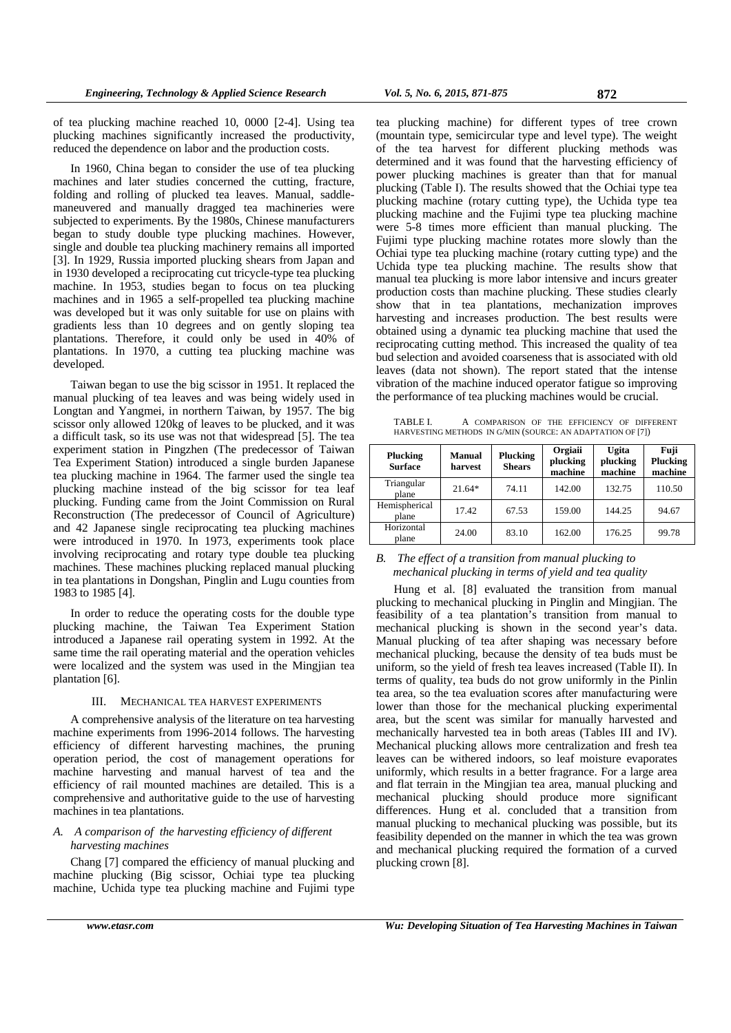of tea plucking machine reached 10, 0000 [2-4]. Using tea plucking machines significantly increased the productivity, reduced the dependence on labor and the production costs.

In 1960, China began to consider the use of tea plucking machines and later studies concerned the cutting, fracture, folding and rolling of plucked tea leaves. Manual, saddle-maneuvered and manually dragged tea machineries were subjected to experiments. By the 1980s, Chinese manufacturers began to study double type plucking machines. However, single and double tea plucking machinery remains all imported [3]. In 1929, Russia imported plucking shears from Japan and in 1930 developed a reciprocating cut tricycle-type tea plucking machine. In 1953, studies began to focus on tea plucking machines and in 1965 a self-propelled tea plucking machine was developed but it was only suitable for use on plains with gradients less than 10 degrees and on gently sloping tea plantations. Therefore, it could only be used in 40% of plantations. In 1970, a cutting tea plucking machine was developed.

Taiwan began to use the big scissor in 1951. It replaced the manual plucking of tea leaves and was being widely used in Longtan and Yangmei, in northern Taiwan, by 1957. The big scissor only allowed 120kg of leaves to be plucked, and it was a difficult task, so its use was not that widespread [5]. The tea experiment station in Pingzhen (The predecessor of Taiwan Tea Experiment Station) introduced a single burden Japanese tea plucking machine in 1964. The farmer used the single tea plucking machine instead of the big scissor for tea leaf plucking. Funding came from the Joint Commission on Rural Reconstruction (The predecessor of Council of Agriculture) and 42 Japanese single reciprocating tea plucking machines were introduced in 1970. In 1973, experiments took place involving reciprocating and rotary type double tea plucking machines. These machines plucking replaced manual plucking in tea plantations in Dongshan, Pinglin and Lugu counties from 1983 to 1985 [4].

In order to reduce the operating costs for the double type plucking machine, the Taiwan Tea Experiment Station introduced a Japanese rail operating system in 1992. At the same time the rail operating material and the operation vehicles were localized and the system was used in the Mingjian tea plantation [6].

## III. MECHANICAL TEA HARVEST EXPERIMENTS

A comprehensive analysis of the literature on tea harvesting machine experiments from 1996-2014 follows. The harvesting efficiency of different harvesting machines, the pruning operation period, the cost of management operations for machine harvesting and manual harvest of tea and the efficiency of rail mounted machines are detailed. This is a comprehensive and authoritative guide to the use of harvesting machines in tea plantations.

### *A. A comparison of the harvesting efficiency of different harvesting machines*

Chang [7] compared the efficiency of manual plucking and machine plucking (Big scissor, Ochiai type tea plucking machine, Uchida type tea plucking machine and Fujimi type tea plucking machine) for different types of tree crown (mountain type, semicircular type and level type). The weight of the tea harvest for different plucking methods was determined and it was found that the harvesting efficiency of power plucking machines is greater than that for manual plucking (Table I). The results showed that the Ochiai type tea plucking machine (rotary cutting type), the Uchida type tea plucking machine and the Fujimi type tea plucking machine were 5-8 times more efficient than manual plucking. The Fujimi type plucking machine rotates more slowly than the Ochiai type tea plucking machine (rotary cutting type) and the Uchida type tea plucking machine. The results show that manual tea plucking is more labor intensive and incurs greater production costs than machine plucking. These studies clearly show that in tea plantations, mechanization improves harvesting and increases production. The best results were obtained using a dynamic tea plucking machine that used the reciprocating cutting method. This increased the quality of tea bud selection and avoided coarseness that is associated with old leaves (data not shown). The report stated that the intense vibration of the machine induced operator fatigue so improving the performance of tea plucking machines would be crucial.

TABLE I. A COMPARISON OF THE EFFICIENCY OF DIFFERENT HARVESTING METHODS IN G/MIN (SOURCE: AN ADAPTATION OF [7])

| Plucking Surface | Manual harvest | Plucking Shears | Orgiaii plucking machine | Ugita plucking machine | Fuji Plucking machine |
|---|---|---|---|---|---|
| Triangular plane | 21.64* | 74.11 | 142.00 | 132.75 | 110.50 |
| Hemispherical plane | 17.42 | 67.53 | 159.00 | 144.25 | 94.67 |
| Horizontal plane | 24.00 | 83.10 | 162.00 | 176.25 | 99.78 |

### *B. The effect of a transition from manual plucking to mechanical plucking in terms of yield and tea quality*

Hung et al. [8] evaluated the transition from manual plucking to mechanical plucking in Pinglin and Mingjian. The feasibility of a tea plantation's transition from manual to mechanical plucking is shown in the second year's data. Manual plucking of tea after shaping was necessary before mechanical plucking, because the density of tea buds must be uniform, so the yield of fresh tea leaves increased (Table II). In terms of quality, tea buds do not grow uniformly in the Pinlin tea area, so the tea evaluation scores after manufacturing were lower than those for the mechanical plucking experimental area, but the scent was similar for manually harvested and mechanically harvested tea in both areas (Tables III and IV). Mechanical plucking allows more centralization and fresh tea leaves can be withered indoors, so leaf moisture evaporates uniformly, which results in a better fragrance. For a large area and flat terrain in the Mingjian tea area, manual plucking and mechanical plucking should produce more significant differences. Hung et al. concluded that a transition from manual plucking to mechanical plucking was possible, but its feasibility depended on the manner in which the tea was grown and mechanical plucking required the formation of a curved plucking crown [8].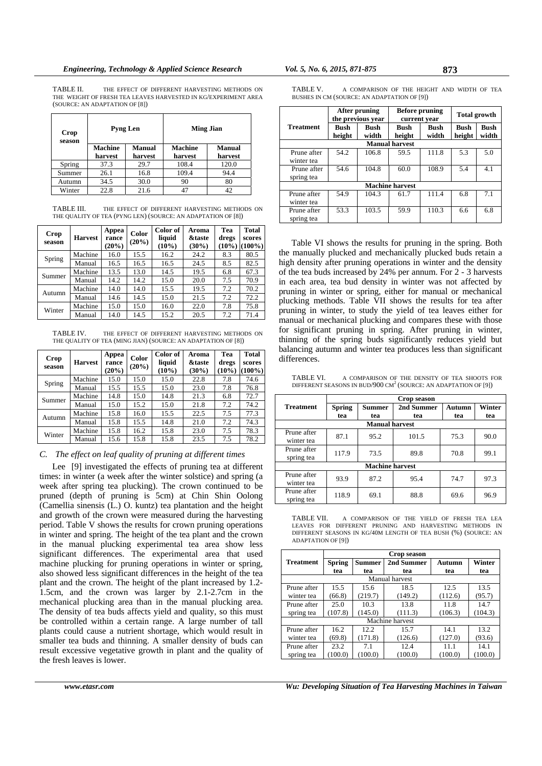TABLE II. THE EFFECT OF DIFFERENT HARVESTING METHODS ON THE WEIGHT OF FRESH TEA LEAVES HARVESTED IN KG/EXPERIMENT AREA (SOURCE: AN ADAPTATION OF [8])

| Crop season | Pyng Len | | Ming Jian | |
|---|---|---|---|---|
| | Machine harvest | Manual harvest | Machine harvest | Manual harvest |
| Spring | 37.3 | 29.7 | 108.4 | 120.0 |
| Summer | 26.1 | 16.8 | 109.4 | 94.4 |
| Autumn | 34.5 | 30.0 | 90 | 80 |
| Winter | 22.8 | 21.6 | 47 | 42 |

TABLE III. THE EFFECT OF DIFFERENT HARVESTING METHODS ON THE QUALITY OF TEA (PYNG LEN) (SOURCE: AN ADAPTATION OF [8])

| Crop season | Harvest | Appearance (20%) | Color (20%) | Color of liquid (10%) | Aroma &taste (30%) | Tea dregs (10%) | Total scores (100%) |
|---|---|---|---|---|---|---|---|
| Spring | Machine | 16.0 | 15.5 | 16.2 | 24.2 | 8.3 | 80.5 |
| | Manual | 16.5 | 16.5 | 16.5 | 24.5 | 8.5 | 82.5 |
| Summer | Machine | 13.5 | 13.0 | 14.5 | 19.5 | 6.8 | 67.3 |
| | Manual | 14.2 | 14.2 | 15.0 | 20.0 | 7.5 | 70.9 |
| Autumn | Machine | 14.0 | 14.0 | 15.5 | 19.5 | 7.2 | 70.2 |
| | Manual | 14.6 | 14.5 | 15.0 | 21.5 | 7.2 | 72.2 |
| Winter | Machine | 15.0 | 15.0 | 16.0 | 22.0 | 7.8 | 75.8 |
| | Manual | 14.0 | 14.5 | 15.2 | 20.5 | 7.2 | 71.4 |

TABLE IV. THE EFFECT OF DIFFERENT HARVESTING METHODS ON THE QUALITY OF TEA (MING JIAN) (SOURCE: AN ADAPTATION OF [8])

| Crop season | Harvest | Appearance (20%) | Color (20%) | Color of liquid (10%) | Aroma &taste (30%) | Tea dregs (10%) | Total scores (100%) |
|---|---|---|---|---|---|---|---|
| Spring | Machine | 15.0 | 15.0 | 15.0 | 22.8 | 7.8 | 74.6 |
| | Manual | 15.5 | 15.5 | 15.0 | 23.0 | 7.8 | 76.8 |
| Summer | Machine | 14.8 | 15.0 | 14.8 | 21.3 | 6.8 | 72.7 |
| | Manual | 15.0 | 15.2 | 15.0 | 21.8 | 7.2 | 74.2 |
| Autumn | Machine | 15.8 | 16.0 | 15.5 | 22.5 | 7.5 | 77.3 |
| | Manual | 15.8 | 15.5 | 14.8 | 21.0 | 7.2 | 74.3 |
| Winter | Machine | 15.8 | 16.2 | 15.8 | 23.0 | 7.5 | 78.3 |
| | Manual | 15.6 | 15.8 | 15.8 | 23.5 | 7.5 | 78.2 |

### *C. The effect on leaf quality of pruning at different times*

Lee [9] investigated the effects of pruning tea at different times: in winter (a week after the winter solstice) and spring (a week after spring tea plucking). The crown continued to be pruned (depth of pruning is 5cm) at Chin Shin Oolong (Camellia sinensis (L.) O. kuntz) tea plantation and the height and growth of the crown were measured during the harvesting period. Table V shows the results for crown pruning operations in winter and spring. The height of the tea plant and the crown in the manual plucking experimental tea area show less significant differences. The experimental area that used machine plucking for pruning operations in winter or spring, also showed less significant differences in the height of the tea plant and the crown. The height of the plant increased by 1.2-1.5cm, and the crown was larger by 2.1-2.7cm in the mechanical plucking area than in the manual plucking area. The density of tea buds affects yield and quality, so this must be controlled within a certain range. A large number of tall plants could cause a nutrient shortage, which would result in smaller tea buds and thinning. A smaller density of buds can result excessive vegetative growth in plant and the quality of the fresh leaves is lower.

TABLE V. A COMPARISON OF THE HEIGHT AND WIDTH OF TEA BUSHES IN CM (SOURCE: AN ADAPTATION OF [9])

| Treatment | After pruning the previous year | | Before pruning current year | | Total growth | |
|---|---|---|---|---|---|---|
| | Bush height | Bush width | Bush height | Bush width | Bush height | Bush width |
| **Manual harvest** | | | | | | |
| Prune after winter tea | 54.2 | 106.8 | 59.5 | 111.8 | 5.3 | 5.0 |
| Prune after spring tea | 54.6 | 104.8 | 60.0 | 108.9 | 5.4 | 4.1 |
| **Machine harvest** | | | | | | |
| Prune after winter tea | 54.9 | 104.3 | 61.7 | 111.4 | 6.8 | 7.1 |
| Prune after spring tea | 53.3 | 103.5 | 59.9 | 110.3 | 6.6 | 6.8 |

Table VI shows the results for pruning in the spring. Both the manually plucked and mechanically plucked buds retain a high density after pruning operations in winter and the density of the tea buds increased by 24% per annum. For 2 - 3 harvests in each area, tea bud density in winter was not affected by pruning in winter or spring, either for manual or mechanical plucking methods. Table VII shows the results for tea after pruning in winter, to study the yield of tea leaves either for manual or mechanical plucking and compares these with those for significant pruning in spring. After pruning in winter, thinning of the spring buds significantly reduces yield but balancing autumn and winter tea produces less than significant differences.

TABLE VI. A COMPARISON OF THE DENSITY OF TEA SHOOTS FOR DIFFERENT SEASONS IN BUD/900 $CM^2$ (SOURCE: AN ADAPTATION OF [9])

| Treatment | Crop season | | | | |
|---|---|---|---|---|---|
| | Spring tea | Summer tea | 2nd Summer tea | Autumn tea | Winter tea |
| **Manual harvest** | | | | | |
| Prune after winter tea | 87.1 | 95.2 | 101.5 | 75.3 | 90.0 |
| Prune after spring tea | 117.9 | 73.5 | 89.8 | 70.8 | 99.1 |
| **Machine harvest** | | | | | |
| Prune after winter tea | 93.9 | 87.2 | 95.4 | 74.7 | 97.3 |
| Prune after spring tea | 118.9 | 69.1 | 88.8 | 69.6 | 96.9 |

TABLE VII. A COMPARISON OF THE YIELD OF FRESH TEA LEA LEAVES FOR DIFFERENT PRUNING AND HARVESTING METHODS IN DIFFERENT SEASONS IN KG/40M LENGTH OF TEA BUSH (%) (SOURCE: AN ADAPTATION OF [9])

| Treatment | Crop season | | | | |
|---|---|---|---|---|---|
| | Spring tea | Summer tea | 2nd Summer tea | Autumn tea | Winter tea |
| Manual harvest | | | | | |
| Prune after winter tea | 15.5 (66.8) | 15.6 (219.7) | 18.5 (149.2) | 12.5 (112.6) | 13.5 (95.7) |
| Prune after spring tea | 25.0 (107.8) | 10.3 (145.0) | 13.8 (111.3) | 11.8 (106.3) | 14.7 (104.3) |
| Machine harvest | | | | | |
| Prune after winter tea | 16.2 (69.8) | 12.2 (171.8) | 15.7 (126.6) | 14.1 (127.0) | 13.2 (93.6) |
| Prune after spring tea | 23.2 (100.0) | 7.1 (100.0) | 12.4 (100.0) | 11.1 (100.0) | 14.1 (100.0) |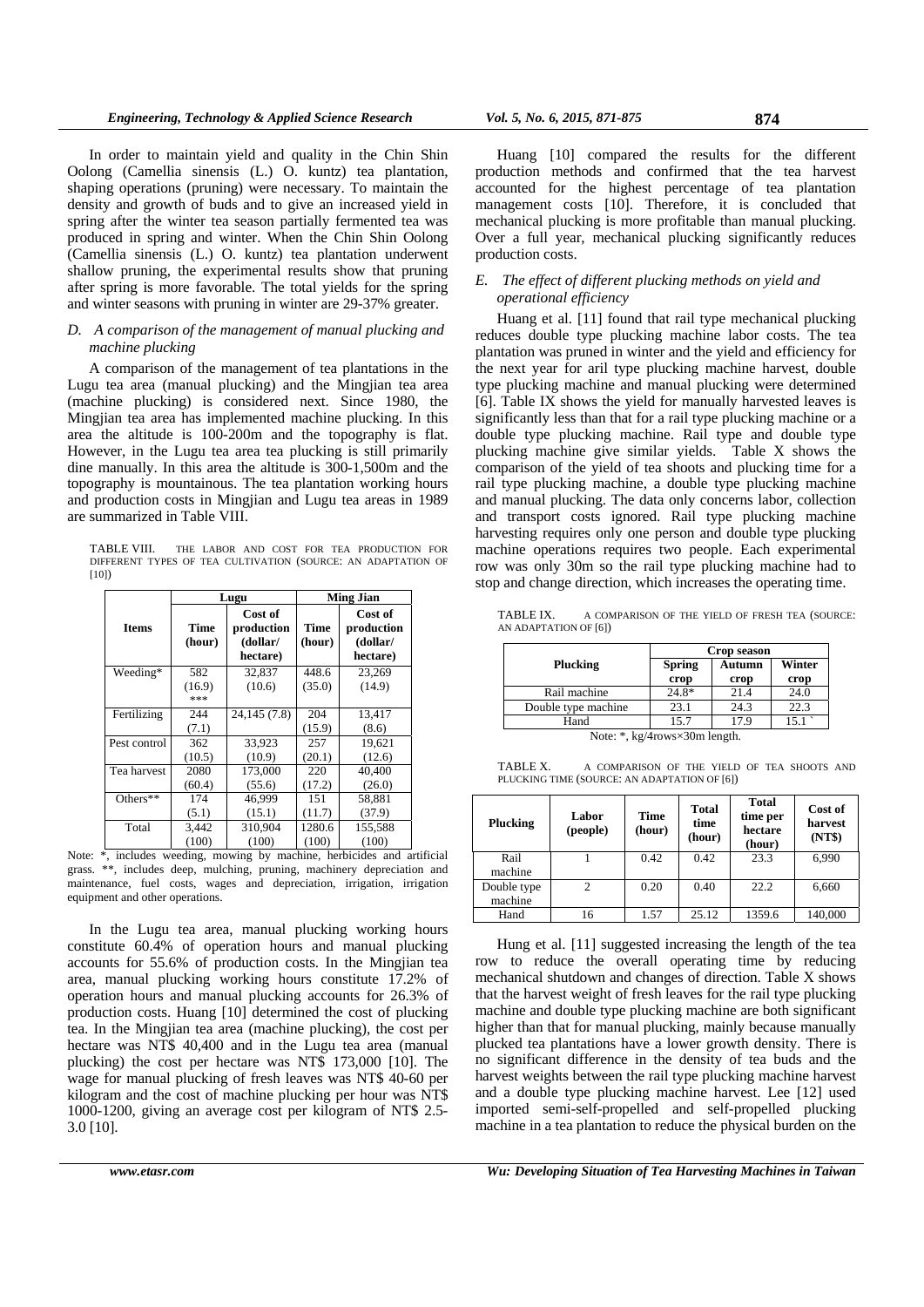In order to maintain yield and quality in the Chin Shin Oolong (Camellia sinensis (L.) O. kuntz) tea plantation, shaping operations (pruning) were necessary. To maintain the density and growth of buds and to give an increased yield in spring after the winter tea season partially fermented tea was produced in spring and winter. When the Chin Shin Oolong (Camellia sinensis (L.) O. kuntz) tea plantation underwent shallow pruning, the experimental results show that pruning after spring is more favorable. The total yields for the spring and winter seasons with pruning in winter are 29-37% greater.

### *D. A comparison of the management of manual plucking and machine plucking*

A comparison of the management of tea plantations in the Lugu tea area (manual plucking) and the Mingjian tea area (machine plucking) is considered next. Since 1980, the Mingjian tea area has implemented machine plucking. In this area the altitude is 100-200m and the topography is flat. However, in the Lugu tea area tea plucking is still primarily dine manually. In this area the altitude is 300-1,500m and the topography is mountainous. The tea plantation working hours and production costs in Mingjian and Lugu tea areas in 1989 are summarized in Table VIII.

TABLE VIII. THE LABOR AND COST FOR TEA PRODUCTION FOR DIFFERENT TYPES OF TEA CULTIVATION (SOURCE: AN ADAPTATION OF [10])

| Items | Lugu | | Ming Jian | |
|---|---|---|---|---|
| | Time (hour) | Cost of production (dollar/ hectare) | Time (hour) | Cost of production (dollar/ hectare) |
| Weeding* | 582 (16.9) *** | 32,837 (10.6) | 448.6 (35.0) | 23,269 (14.9) |
| Fertilizing | 244 (7.1) | 24,145 (7.8) | 204 (15.9) | 13,417 (8.6) |
| Pest control | 362 (10.5) | 33,923 (10.9) | 257 (20.1) | 19,621 (12.6) |
| Tea harvest | 2080 (60.4) | 173,000 (55.6) | 220 (17.2) | 40,400 (26.0) |
| Others** | 174 (5.1) | 46,999 (15.1) | 151 (11.7) | 58,881 (37.9) |
| Total | 3,442 (100) | 310,904 (100) | 1280.6 (100) | 155,588 (100) |

Note: *, includes weeding, mowing by machine, herbicides and artificial grass. **, includes deep, mulching, pruning, machinery depreciation and maintenance, fuel costs, wages and depreciation, irrigation, irrigation equipment and other operations.

In the Lugu tea area, manual plucking working hours constitute 60.4% of operation hours and manual plucking accounts for 55.6% of production costs. In the Mingjian tea area, manual plucking working hours constitute 17.2% of operation hours and manual plucking accounts for 26.3% of production costs. Huang [10] determined the cost of plucking tea. In the Mingjian tea area (machine plucking), the cost per hectare was NT$ 40,400 and in the Lugu tea area (manual plucking) the cost per hectare was NT$ 173,000 [10]. The wage for manual plucking of fresh leaves was NT$ 40-60 per kilogram and the cost of machine plucking per hour was NT$ 1000-1200, giving an average cost per kilogram of NT$ 2.5-3.0 [10].

Huang [10] compared the results for the different production methods and confirmed that the tea harvest accounted for the highest percentage of tea plantation management costs [10]. Therefore, it is concluded that mechanical plucking is more profitable than manual plucking. Over a full year, mechanical plucking significantly reduces production costs.

### *E. The effect of different plucking methods on yield and operational efficiency*

Huang et al. [11] found that rail type mechanical plucking reduces double type plucking machine labor costs. The tea plantation was pruned in winter and the yield and efficiency for the next year for aril type plucking machine harvest, double type plucking machine and manual plucking were determined [6]. Table IX shows the yield for manually harvested leaves is significantly less than that for a rail type plucking machine or a double type plucking machine. Rail type and double type plucking machine give similar yields. Table X shows the comparison of the yield of tea shoots and plucking time for a rail type plucking machine, a double type plucking machine and manual plucking. The data only concerns labor, collection and transport costs ignored. Rail type plucking machine harvesting requires only one person and double type plucking machine operations requires two people. Each experimental row was only 30m so the rail type plucking machine had to stop and change direction, which increases the operating time.

TABLE IX. A COMPARISON OF THE YIELD OF FRESH TEA (SOURCE: AN ADAPTATION OF [6])

| Plucking | Crop season | | |
|---|---|---|---|
| | Spring crop | Autumn crop | Winter crop |
| Rail machine | 24.8* | 21.4 | 24.0 |
| Double type machine | 23.1 | 24.3 | 22.3 |
| Hand | 15.7 | 17.9 | 15.1 |

Note: *, kg/4rows×30m length.

TABLE X. A COMPARISON OF THE YIELD OF TEA SHOOTS AND PLUCKING TIME (SOURCE: AN ADAPTATION OF [6])

| Plucking | Labor (people) | Time (hour) | Total time (hour) | Total time per hectare (hour) | Cost of harvest (NT$) |
|---|---|---|---|---|---|
| Rail machine | 1 | 0.42 | 0.42 | 23.3 | 6,990 |
| Double type machine | 2 | 0.20 | 0.40 | 22.2 | 6,660 |
| Hand | 16 | 1.57 | 25.12 | 1359.6 | 140,000 |

Hung et al. [11] suggested increasing the length of the tea row to reduce the overall operating time by reducing mechanical shutdown and changes of direction. Table X shows that the harvest weight of fresh leaves for the rail type plucking machine and double type plucking machine are both significant higher than that for manual plucking, mainly because manually plucked tea plantations have a lower growth density. There is no significant difference in the density of tea buds and the harvest weights between the rail type plucking machine harvest and a double type plucking machine harvest. Lee [12] used imported semi-self-propelled and self-propelled plucking machine in a tea plantation to reduce the physical burden on the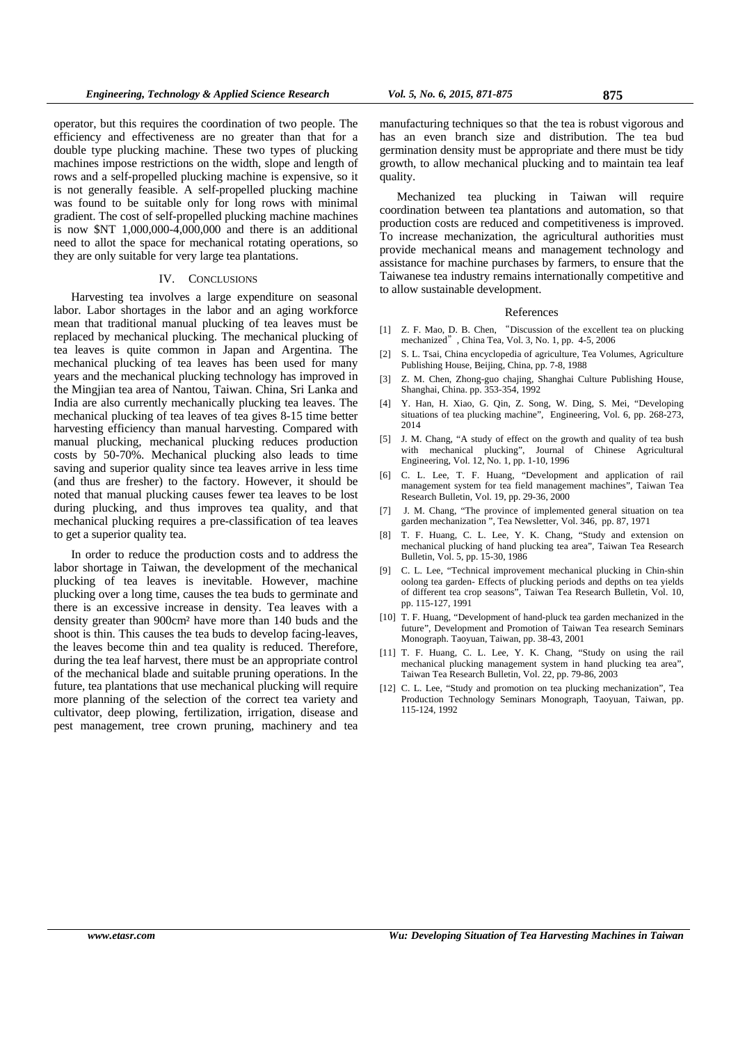operator, but this requires the coordination of two people. The efficiency and effectiveness are no greater than that for a double type plucking machine. These two types of plucking machines impose restrictions on the width, slope and length of rows and a self-propelled plucking machine is expensive, so it is not generally feasible. A self-propelled plucking machine was found to be suitable only for long rows with minimal gradient. The cost of self-propelled plucking machine machines is now $NT 1,000,000-4,000,000 and there is an additional need to allot the space for mechanical rotating operations, so they are only suitable for very large tea plantations.

## IV. Conclusions

Harvesting tea involves a large expenditure on seasonal labor. Labor shortages in the labor and an aging workforce mean that traditional manual plucking of tea leaves must be replaced by mechanical plucking. The mechanical plucking of tea leaves is quite common in Japan and Argentina. The mechanical plucking of tea leaves has been used for many years and the mechanical plucking technology has improved in the Mingjian tea area of Nantou, Taiwan. China, Sri Lanka and India are also currently mechanically plucking tea leaves. The mechanical plucking of tea leaves of tea gives 8-15 time better harvesting efficiency than manual harvesting. Compared with manual plucking, mechanical plucking reduces production costs by 50-70%. Mechanical plucking also leads to time saving and superior quality since tea leaves arrive in less time (and thus are fresher) to the factory. However, it should be noted that manual plucking causes fewer tea leaves to be lost during plucking, and thus improves tea quality, and that mechanical plucking requires a pre-classification of tea leaves to get a superior quality tea.

In order to reduce the production costs and to address the labor shortage in Taiwan, the development of the mechanical plucking of tea leaves is inevitable. However, machine plucking over a long time, causes the tea buds to germinate and there is an excessive increase in density. Tea leaves with a density greater than 900cm² have more than 140 buds and the shoot is thin. This causes the tea buds to develop facing-leaves, the leaves become thin and tea quality is reduced. Therefore, during the tea leaf harvest, there must be an appropriate control of the mechanical blade and suitable pruning operations. In the future, tea plantations that use mechanical plucking will require more planning of the selection of the correct tea variety and cultivator, deep plowing, fertilization, irrigation, disease and pest management, tree crown pruning, machinery and tea manufacturing techniques so that the tea is robust vigorous and has an even branch size and distribution. The tea bud germination density must be appropriate and there must be tidy growth, to allow mechanical plucking and to maintain tea leaf quality.

Mechanized tea plucking in Taiwan will require coordination between tea plantations and automation, so that production costs are reduced and competitiveness is improved. To increase mechanization, the agricultural authorities must provide mechanical means and management technology and assistance for machine purchases by farmers, to ensure that the Taiwanese tea industry remains internationally competitive and to allow sustainable development.

## References

[1] Z. F. Mao, D. B. Chen, "Discussion of the excellent tea on plucking mechanized", China Tea, Vol. 3, No. 1, pp. 4-5, 2006

[2] S. L. Tsai, China encyclopedia of agriculture, Tea Volumes, Agriculture Publishing House, Beijing, China, pp. 7-8, 1988

[3] Z. M. Chen, Zhong-guo chajing, Shanghai Culture Publishing House, Shanghai, China. pp. 353-354, 1992

[4] Y. Han, H. Xiao, G. Qin, Z. Song, W. Ding, S. Mei, "Developing situations of tea plucking machine", Engineering, Vol. 6, pp. 268-273, 2014

[5] J. M. Chang, "A study of effect on the growth and quality of tea bush with mechanical plucking", Journal of Chinese Agricultural Engineering, Vol. 12, No. 1, pp. 1-10, 1996

[6] C. L. Lee, T. F. Huang, "Development and application of rail management system for tea field management machines", Taiwan Tea Research Bulletin, Vol. 19, pp. 29-36, 2000

[7] J. M. Chang, "The province of implemented general situation on tea garden mechanization ", Tea Newsletter, Vol. 346, pp. 87, 1971

[8] T. F. Huang, C. L. Lee, Y. K. Chang, "Study and extension on mechanical plucking of hand plucking tea area", Taiwan Tea Research Bulletin, Vol. 5, pp. 15-30, 1986

[9] C. L. Lee, "Technical improvement mechanical plucking in Chin-shin oolong tea garden- Effects of plucking periods and depths on tea yields of different tea crop seasons", Taiwan Tea Research Bulletin, Vol. 10, pp. 115-127, 1991

[10] T. F. Huang, "Development of hand-pluck tea garden mechanized in the future", Development and Promotion of Taiwan Tea research Seminars Monograph. Taoyuan, Taiwan, pp. 38-43, 2001

[11] T. F. Huang, C. L. Lee, Y. K. Chang, "Study on using the rail mechanical plucking management system in hand plucking tea area", Taiwan Tea Research Bulletin, Vol. 22, pp. 79-86, 2003

[12] C. L. Lee, "Study and promotion on tea plucking mechanization", Tea Production Technology Seminars Monograph, Taoyuan, Taiwan, pp. 115-124, 1992